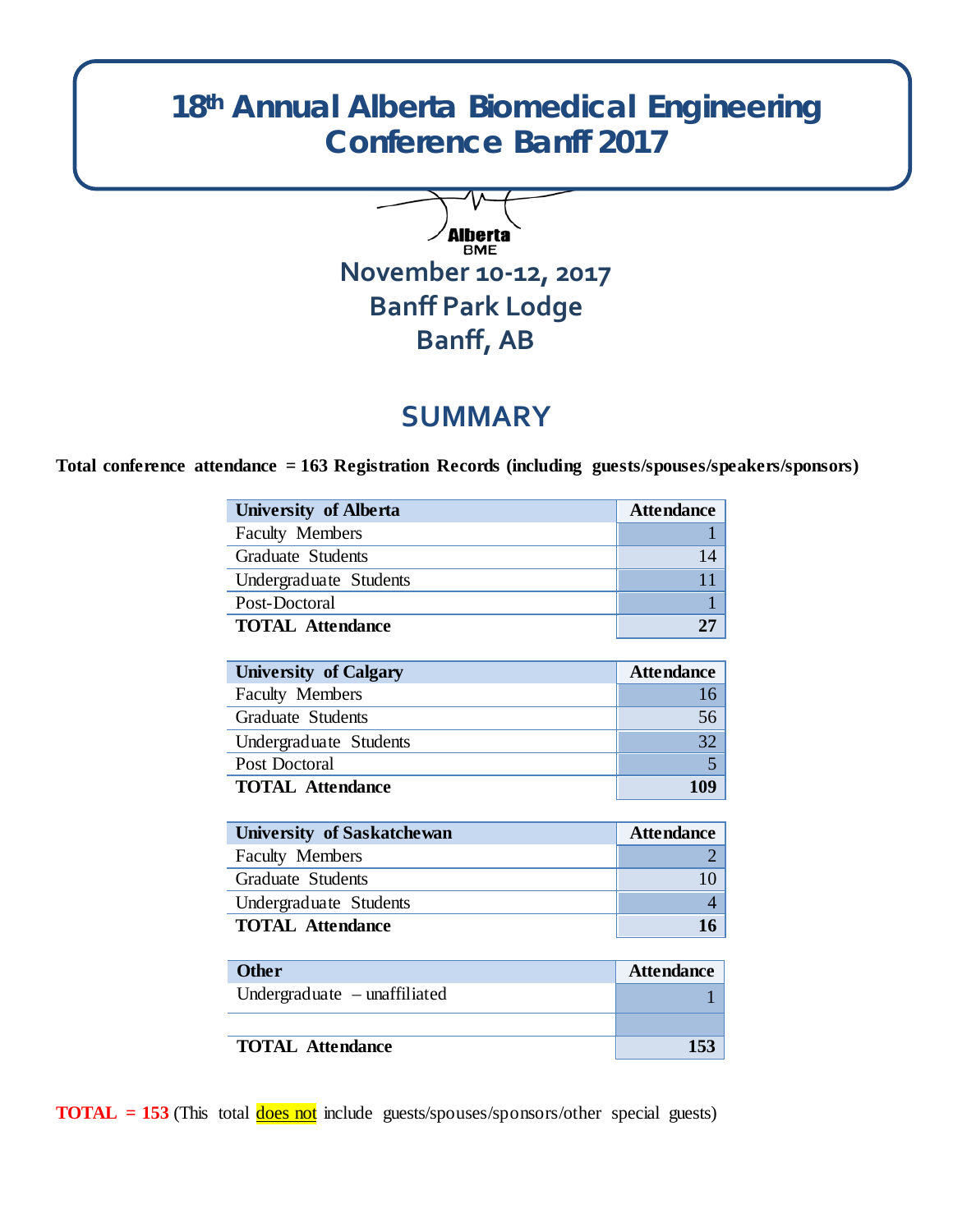# 18th Annual Alberta Biomedical Engineering Conference Banff 2017

Alberta BME

**November 10-12, 2017**
**Banff Park Lodge**
**Banff, AB**

## SUMMARY

**Total conference attendance = 163 Registration Records (including guests/spouses/speakers/sponsors)**

| University of Alberta | Attendance |
|---|---|
| Faculty Members | 1 |
| Graduate Students | 14 |
| Undergraduate Students | 11 |
| Post-Doctoral | 1 |
| **TOTAL Attendance** | **27** |

| University of Calgary | Attendance |
|---|---|
| Faculty Members | 16 |
| Graduate Students | 56 |
| Undergraduate Students | 32 |
| Post Doctoral | 5 |
| **TOTAL Attendance** | **109** |

| University of Saskatchewan | Attendance |
|---|---|
| Faculty Members | 2 |
| Graduate Students | 10 |
| Undergraduate Students | 4 |
| **TOTAL Attendance** | **16** |

| Other | Attendance |
|---|---|
| Undergraduate – unaffiliated | 1 |
| | |
| **TOTAL Attendance** | **153** |

**TOTAL = 153** (This total does not include guests/spouses/sponsors/other special guests)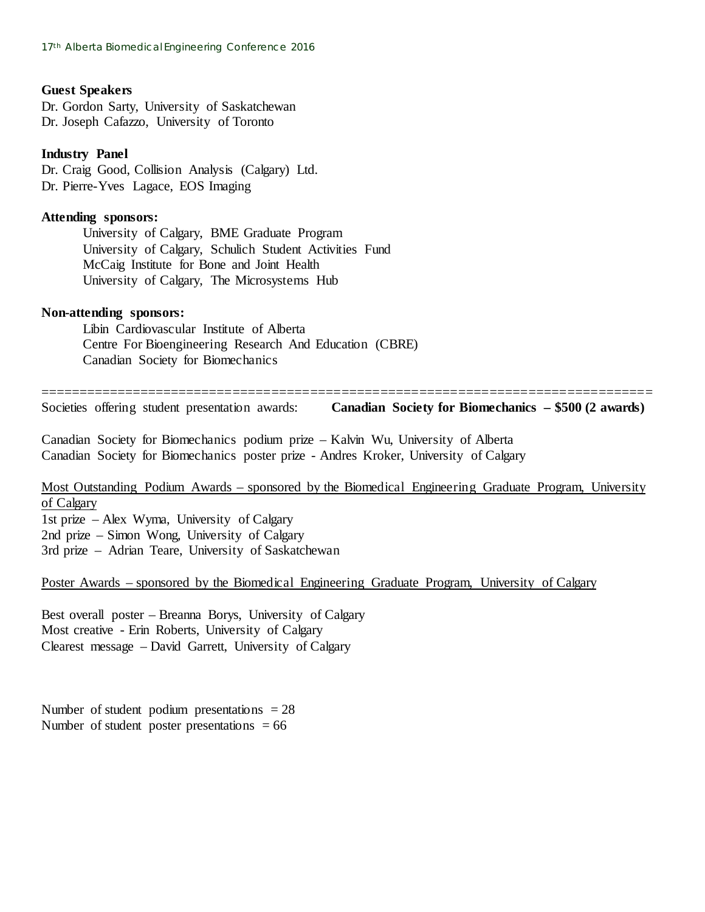**Guest Speakers**

Dr. Gordon Sarty, University of Saskatchewan
Dr. Joseph Cafazzo, University of Toronto

**Industry Panel**

Dr. Craig Good, Collision Analysis (Calgary) Ltd.
Dr. Pierre-Yves Lagace, EOS Imaging

**Attending sponsors:**

University of Calgary, BME Graduate Program
University of Calgary, Schulich Student Activities Fund
McCaig Institute for Bone and Joint Health
University of Calgary, The Microsystems Hub

**Non-attending sponsors:**

Libin Cardiovascular Institute of Alberta
Centre For Bioengineering Research And Education (CBRE)
Canadian Society for Biomechanics

===========================================================================

Societies offering student presentation awards: **Canadian Society for Biomechanics – $500 (2 awards)**

Canadian Society for Biomechanics podium prize – Kalvin Wu, University of Alberta
Canadian Society for Biomechanics poster prize - Andres Kroker, University of Calgary

<u>Most Outstanding Podium Awards – sponsored by the Biomedical Engineering Graduate Program, University of Calgary</u>

1st prize – Alex Wyma, University of Calgary
2nd prize – Simon Wong, University of Calgary
3rd prize – Adrian Teare, University of Saskatchewan

<u>Poster Awards – sponsored by the Biomedical Engineering Graduate Program, University of Calgary</u>

Best overall poster – Breanna Borys, University of Calgary
Most creative - Erin Roberts, University of Calgary
Clearest message – David Garrett, University of Calgary

Number of student podium presentations = 28
Number of student poster presentations = 66